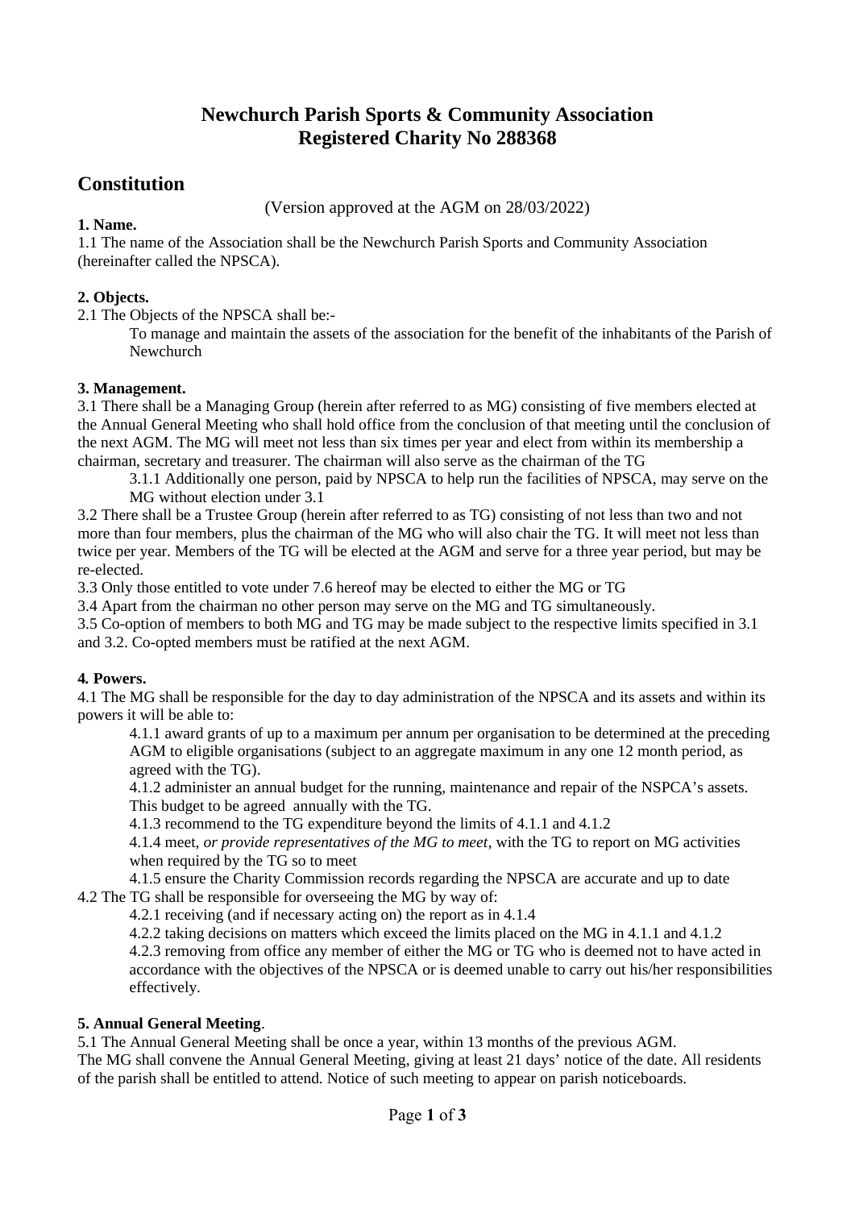# Newchurch Parish Sports & Community Association
# Registered Charity No 288368

## Constitution

(Version approved at the AGM on 28/03/2022)

**1. Name.**

1.1 The name of the Association shall be the Newchurch Parish Sports and Community Association (hereinafter called the NPSCA).

**2. Objects.**

2.1 The Objects of the NPSCA shall be:-

To manage and maintain the assets of the association for the benefit of the inhabitants of the Parish of Newchurch

**3. Management.**

3.1 There shall be a Managing Group (herein after referred to as MG) consisting of five members elected at the Annual General Meeting who shall hold office from the conclusion of that meeting until the conclusion of the next AGM. The MG will meet not less than six times per year and elect from within its membership a chairman, secretary and treasurer. The chairman will also serve as the chairman of the TG

3.1.1 Additionally one person, paid by NPSCA to help run the facilities of NPSCA, may serve on the MG without election under 3.1

3.2 There shall be a Trustee Group (herein after referred to as TG) consisting of not less than two and not more than four members, plus the chairman of the MG who will also chair the TG. It will meet not less than twice per year. Members of the TG will be elected at the AGM and serve for a three year period, but may be re-elected.

3.3 Only those entitled to vote under 7.6 hereof may be elected to either the MG or TG

3.4 Apart from the chairman no other person may serve on the MG and TG simultaneously.

3.5 Co-option of members to both MG and TG may be made subject to the respective limits specified in 3.1 and 3.2. Co-opted members must be ratified at the next AGM.

**4. Powers.**

4.1 The MG shall be responsible for the day to day administration of the NPSCA and its assets and within its powers it will be able to:

4.1.1 award grants of up to a maximum per annum per organisation to be determined at the preceding AGM to eligible organisations (subject to an aggregate maximum in any one 12 month period, as agreed with the TG).

4.1.2 administer an annual budget for the running, maintenance and repair of the NSPCA's assets. This budget to be agreed annually with the TG.

4.1.3 recommend to the TG expenditure beyond the limits of 4.1.1 and 4.1.2

4.1.4 meet, *or provide representatives of the MG to meet*, with the TG to report on MG activities when required by the TG so to meet

4.1.5 ensure the Charity Commission records regarding the NPSCA are accurate and up to date

4.2 The TG shall be responsible for overseeing the MG by way of:

4.2.1 receiving (and if necessary acting on) the report as in 4.1.4

4.2.2 taking decisions on matters which exceed the limits placed on the MG in 4.1.1 and 4.1.2

4.2.3 removing from office any member of either the MG or TG who is deemed not to have acted in accordance with the objectives of the NPSCA or is deemed unable to carry out his/her responsibilities effectively.

**5. Annual General Meeting**.

5.1 The Annual General Meeting shall be once a year, within 13 months of the previous AGM.
The MG shall convene the Annual General Meeting, giving at least 21 days' notice of the date. All residents of the parish shall be entitled to attend. Notice of such meeting to appear on parish noticeboards.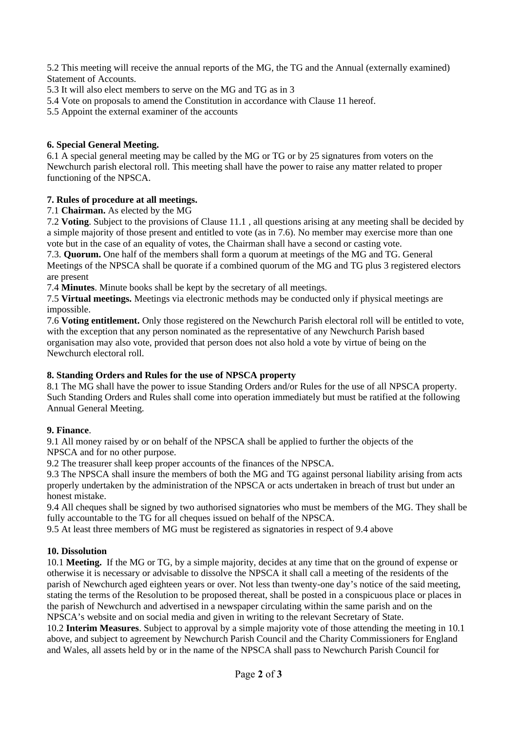5.2 This meeting will receive the annual reports of the MG, the TG and the Annual (externally examined) Statement of Accounts.

5.3 It will also elect members to serve on the MG and TG as in 3

5.4 Vote on proposals to amend the Constitution in accordance with Clause 11 hereof.

5.5 Appoint the external examiner of the accounts

**6. Special General Meeting.**

6.1 A special general meeting may be called by the MG or TG or by 25 signatures from voters on the Newchurch parish electoral roll. This meeting shall have the power to raise any matter related to proper functioning of the NPSCA.

**7. Rules of procedure at all meetings.**

7.1 **Chairman.** As elected by the MG

7.2 **Voting**. Subject to the provisions of Clause 11.1 , all questions arising at any meeting shall be decided by a simple majority of those present and entitled to vote (as in 7.6). No member may exercise more than one vote but in the case of an equality of votes, the Chairman shall have a second or casting vote.

7.3. **Quorum.** One half of the members shall form a quorum at meetings of the MG and TG. General Meetings of the NPSCA shall be quorate if a combined quorum of the MG and TG plus 3 registered electors are present

7.4 **Minutes**. Minute books shall be kept by the secretary of all meetings.

7.5 **Virtual meetings.** Meetings via electronic methods may be conducted only if physical meetings are impossible.

7.6 **Voting entitlement.** Only those registered on the Newchurch Parish electoral roll will be entitled to vote, with the exception that any person nominated as the representative of any Newchurch Parish based organisation may also vote, provided that person does not also hold a vote by virtue of being on the Newchurch electoral roll.

**8. Standing Orders and Rules for the use of NPSCA property**

8.1 The MG shall have the power to issue Standing Orders and/or Rules for the use of all NPSCA property. Such Standing Orders and Rules shall come into operation immediately but must be ratified at the following Annual General Meeting.

**9. Finance**.

9.1 All money raised by or on behalf of the NPSCA shall be applied to further the objects of the NPSCA and for no other purpose.

9.2 The treasurer shall keep proper accounts of the finances of the NPSCA.

9.3 The NPSCA shall insure the members of both the MG and TG against personal liability arising from acts properly undertaken by the administration of the NPSCA or acts undertaken in breach of trust but under an honest mistake.

9.4 All cheques shall be signed by two authorised signatories who must be members of the MG. They shall be fully accountable to the TG for all cheques issued on behalf of the NPSCA.

9.5 At least three members of MG must be registered as signatories in respect of 9.4 above

**10. Dissolution**

10.1 **Meeting.** If the MG or TG, by a simple majority, decides at any time that on the ground of expense or otherwise it is necessary or advisable to dissolve the NPSCA it shall call a meeting of the residents of the parish of Newchurch aged eighteen years or over. Not less than twenty-one day's notice of the said meeting, stating the terms of the Resolution to be proposed thereat, shall be posted in a conspicuous place or places in the parish of Newchurch and advertised in a newspaper circulating within the same parish and on the NPSCA's website and on social media and given in writing to the relevant Secretary of State.

10.2 **Interim Measures**. Subject to approval by a simple majority vote of those attending the meeting in 10.1 above, and subject to agreement by Newchurch Parish Council and the Charity Commissioners for England and Wales, all assets held by or in the name of the NPSCA shall pass to Newchurch Parish Council for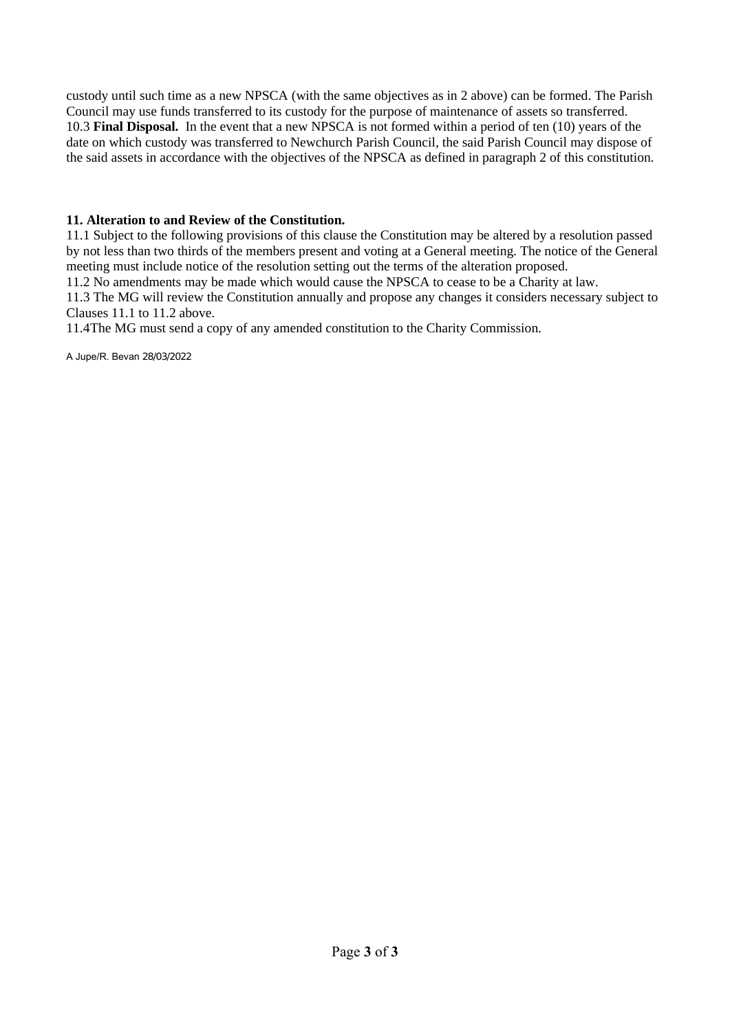custody until such time as a new NPSCA (with the same objectives as in 2 above) can be formed. The Parish Council may use funds transferred to its custody for the purpose of maintenance of assets so transferred.

10.3 **Final Disposal.** In the event that a new NPSCA is not formed within a period of ten (10) years of the date on which custody was transferred to Newchurch Parish Council, the said Parish Council may dispose of the said assets in accordance with the objectives of the NPSCA as defined in paragraph 2 of this constitution.

**11. Alteration to and Review of the Constitution.**

11.1 Subject to the following provisions of this clause the Constitution may be altered by a resolution passed by not less than two thirds of the members present and voting at a General meeting. The notice of the General meeting must include notice of the resolution setting out the terms of the alteration proposed.

11.2 No amendments may be made which would cause the NPSCA to cease to be a Charity at law.

11.3 The MG will review the Constitution annually and propose any changes it considers necessary subject to Clauses 11.1 to 11.2 above.

11.4The MG must send a copy of any amended constitution to the Charity Commission.

A Jupe/R. Bevan 28/03/2022